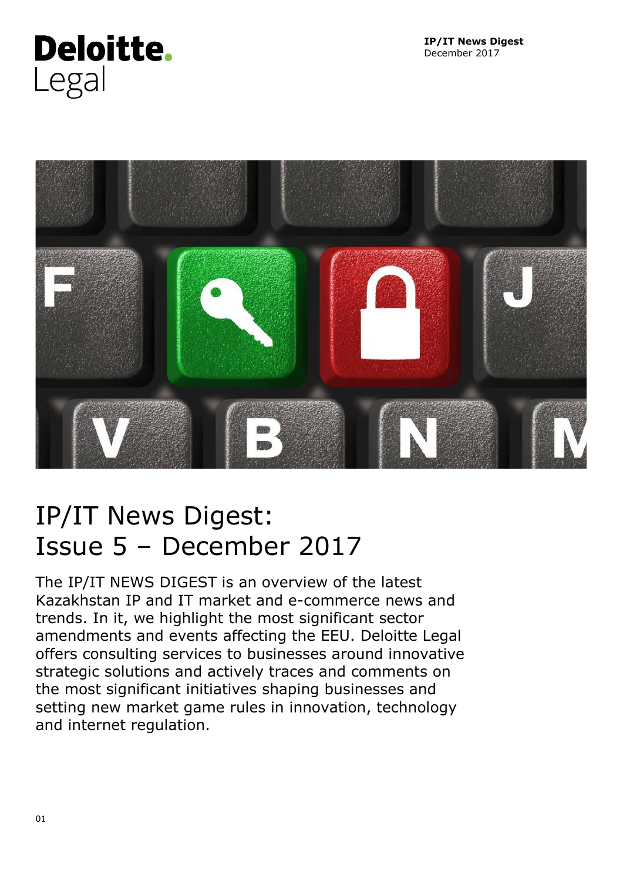Deloitte.
Legal

**IP/IT News Digest**
December 2017

# IP/IT News Digest: Issue 5 – December 2017

The IP/IT NEWS DIGEST is an overview of the latest Kazakhstan IP and IT market and e-commerce news and trends. In it, we highlight the most significant sector amendments and events affecting the EEU. Deloitte Legal offers consulting services to businesses around innovative strategic solutions and actively traces and comments on the most significant initiatives shaping businesses and setting new market game rules in innovation, technology and internet regulation.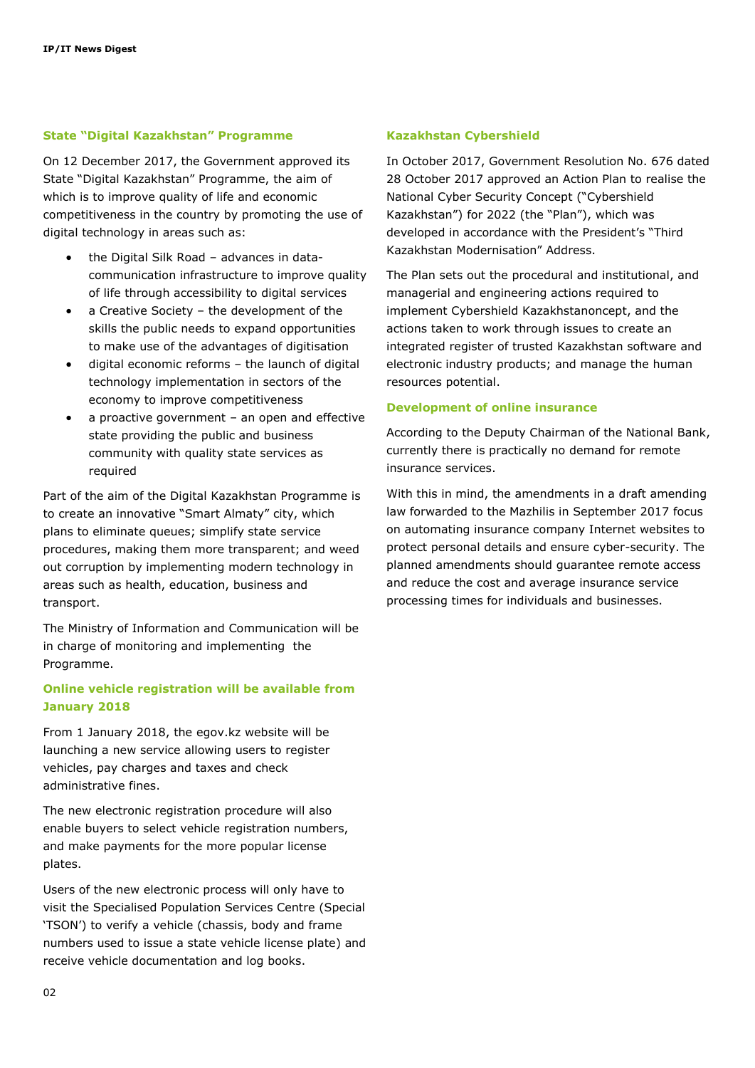## State "Digital Kazakhstan" Programme

On 12 December 2017, the Government approved its State "Digital Kazakhstan" Programme, the aim of which is to improve quality of life and economic competitiveness in the country by promoting the use of digital technology in areas such as:

- the Digital Silk Road – advances in data-communication infrastructure to improve quality of life through accessibility to digital services
- a Creative Society – the development of the skills the public needs to expand opportunities to make use of the advantages of digitisation
- digital economic reforms – the launch of digital technology implementation in sectors of the economy to improve competitiveness
- a proactive government – an open and effective state providing the public and business community with quality state services as required

Part of the aim of the Digital Kazakhstan Programme is to create an innovative "Smart Almaty" city, which plans to eliminate queues; simplify state service procedures, making them more transparent; and weed out corruption by implementing modern technology in areas such as health, education, business and transport.

The Ministry of Information and Communication will be in charge of monitoring and implementing the Programme.

## Online vehicle registration will be available from January 2018

From 1 January 2018, the egov.kz website will be launching a new service allowing users to register vehicles, pay charges and taxes and check administrative fines.

The new electronic registration procedure will also enable buyers to select vehicle registration numbers, and make payments for the more popular license plates.

Users of the new electronic process will only have to visit the Specialised Population Services Centre (Special 'TSON') to verify a vehicle (chassis, body and frame numbers used to issue a state vehicle license plate) and receive vehicle documentation and log books.

## Kazakhstan Cybershield

In October 2017, Government Resolution No. 676 dated 28 October 2017 approved an Action Plan to realise the National Cyber Security Concept ("Cybershield Kazakhstan") for 2022 (the "Plan"), which was developed in accordance with the President's "Third Kazakhstan Modernisation" Address.

The Plan sets out the procedural and institutional, and managerial and engineering actions required to implement Cybershield Kazakhstanoncept, and the actions taken to work through issues to create an integrated register of trusted Kazakhstan software and electronic industry products; and manage the human resources potential.

## Development of online insurance

According to the Deputy Chairman of the National Bank, currently there is practically no demand for remote insurance services.

With this in mind, the amendments in a draft amending law forwarded to the Mazhilis in September 2017 focus on automating insurance company Internet websites to protect personal details and ensure cyber-security. The planned amendments should guarantee remote access and reduce the cost and average insurance service processing times for individuals and businesses.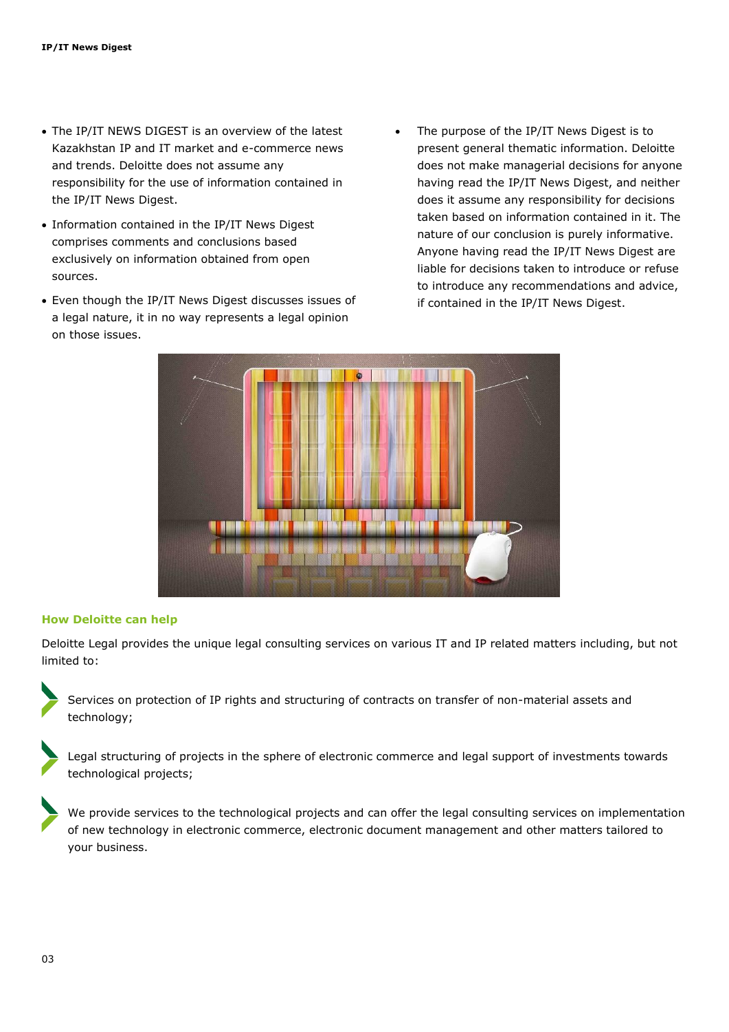- The IP/IT NEWS DIGEST is an overview of the latest Kazakhstan IP and IT market and e-commerce news and trends. Deloitte does not assume any responsibility for the use of information contained in the IP/IT News Digest.
- Information contained in the IP/IT News Digest comprises comments and conclusions based exclusively on information obtained from open sources.
- Even though the IP/IT News Digest discusses issues of a legal nature, it in no way represents a legal opinion on those issues.
- The purpose of the IP/IT News Digest is to present general thematic information. Deloitte does not make managerial decisions for anyone having read the IP/IT News Digest, and neither does it assume any responsibility for decisions taken based on information contained in it. The nature of our conclusion is purely informative. Anyone having read the IP/IT News Digest are liable for decisions taken to introduce or refuse to introduce any recommendations and advice, if contained in the IP/IT News Digest.

## How Deloitte can help

Deloitte Legal provides the unique legal consulting services on various IT and IP related matters including, but not limited to:

- Services on protection of IP rights and structuring of contracts on transfer of non-material assets and technology;
- Legal structuring of projects in the sphere of electronic commerce and legal support of investments towards technological projects;
- We provide services to the technological projects and can offer the legal consulting services on implementation of new technology in electronic commerce, electronic document management and other matters tailored to your business.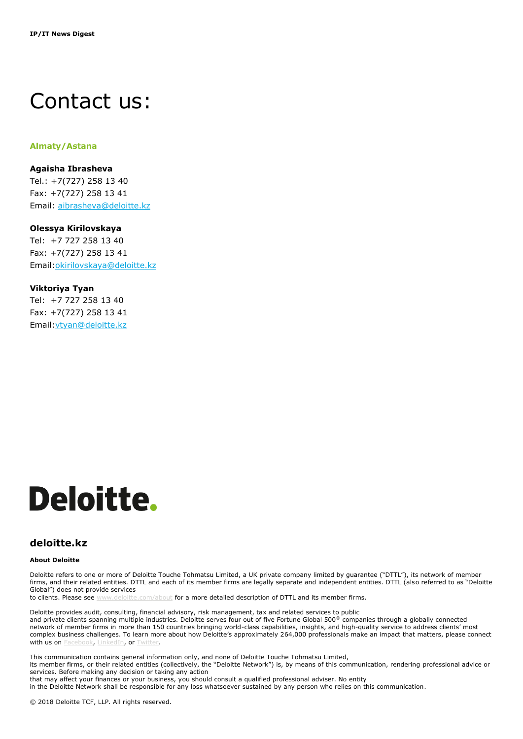# Contact us:

**Almaty/Astana**

**Agaisha Ibrasheva**
Tel.: +7(727) 258 13 40
Fax: +7(727) 258 13 41
Email: aibrasheva@deloitte.kz

**Olessya Kirilovskaya**
Tel: +7 727 258 13 40
Fax: +7(727) 258 13 41
Email: okirilovskaya@deloitte.kz

**Viktoriya Tyan**
Tel: +7 727 258 13 40
Fax: +7(727) 258 13 41
Email: vtyan@deloitte.kz

Deloitte.

## deloitte.kz

**About Deloitte**

Deloitte refers to one or more of Deloitte Touche Tohmatsu Limited, a UK private company limited by guarantee ("DTTL"), its network of member firms, and their related entities. DTTL and each of its member firms are legally separate and independent entities. DTTL (also referred to as "Deloitte Global") does not provide services to clients. Please see www.deloitte.com/about for a more detailed description of DTTL and its member firms.

Deloitte provides audit, consulting, financial advisory, risk management, tax and related services to public and private clients spanning multiple industries. Deloitte serves four out of five Fortune Global 500® companies through a globally connected network of member firms in more than 150 countries bringing world-class capabilities, insights, and high-quality service to address clients' most complex business challenges. To learn more about how Deloitte's approximately 264,000 professionals make an impact that matters, please connect with us on Facebook, LinkedIn, or Twitter.

This communication contains general information only, and none of Deloitte Touche Tohmatsu Limited, its member firms, or their related entities (collectively, the "Deloitte Network") is, by means of this communication, rendering professional advice or services. Before making any decision or taking any action that may affect your finances or your business, you should consult a qualified professional adviser. No entity in the Deloitte Network shall be responsible for any loss whatsoever sustained by any person who relies on this communication.

© 2018 Deloitte TCF, LLP. All rights reserved.